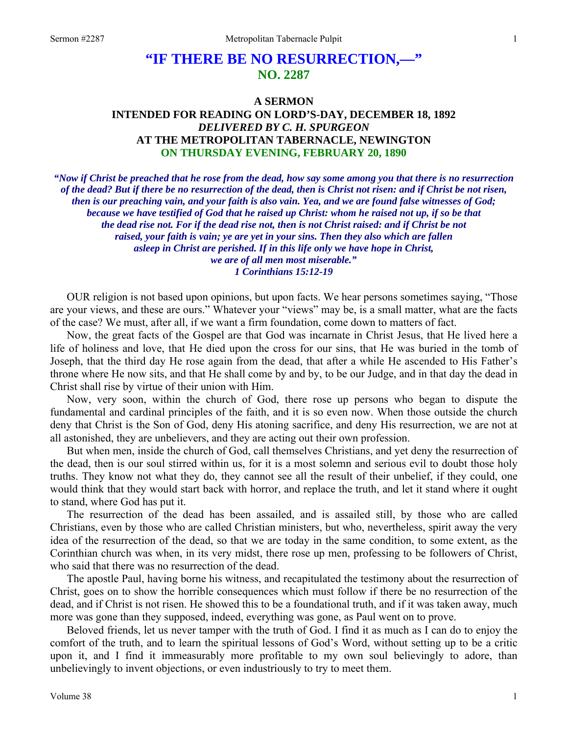# "IF THERE BE NO RESURRECTION,—"
## NO. 2287

### A SERMON
### INTENDED FOR READING ON LORD'S-DAY, DECEMBER 18, 1892
### *DELIVERED BY C. H. SPURGEON*
### AT THE METROPOLITAN TABERNACLE, NEWINGTON
### ON THURSDAY EVENING, FEBRUARY 20, 1890

***"Now if Christ be preached that he rose from the dead, how say some among you that there is no resurrection of the dead? But if there be no resurrection of the dead, then is Christ not risen: and if Christ be not risen, then is our preaching vain, and your faith is also vain. Yea, and we are found false witnesses of God; because we have testified of God that he raised up Christ: whom he raised not up, if so be that the dead rise not. For if the dead rise not, then is not Christ raised: and if Christ be not raised, your faith is vain; ye are yet in your sins. Then they also which are fallen asleep in Christ are perished. If in this life only we have hope in Christ, we are of all men most miserable."***
***1 Corinthians 15:12-19***

OUR religion is not based upon opinions, but upon facts. We hear persons sometimes saying, "Those are your views, and these are ours." Whatever your "views" may be, is a small matter, what are the facts of the case? We must, after all, if we want a firm foundation, come down to matters of fact.

Now, the great facts of the Gospel are that God was incarnate in Christ Jesus, that He lived here a life of holiness and love, that He died upon the cross for our sins, that He was buried in the tomb of Joseph, that the third day He rose again from the dead, that after a while He ascended to His Father's throne where He now sits, and that He shall come by and by, to be our Judge, and in that day the dead in Christ shall rise by virtue of their union with Him.

Now, very soon, within the church of God, there rose up persons who began to dispute the fundamental and cardinal principles of the faith, and it is so even now. When those outside the church deny that Christ is the Son of God, deny His atoning sacrifice, and deny His resurrection, we are not at all astonished, they are unbelievers, and they are acting out their own profession.

But when men, inside the church of God, call themselves Christians, and yet deny the resurrection of the dead, then is our soul stirred within us, for it is a most solemn and serious evil to doubt those holy truths. They know not what they do, they cannot see all the result of their unbelief, if they could, one would think that they would start back with horror, and replace the truth, and let it stand where it ought to stand, where God has put it.

The resurrection of the dead has been assailed, and is assailed still, by those who are called Christians, even by those who are called Christian ministers, but who, nevertheless, spirit away the very idea of the resurrection of the dead, so that we are today in the same condition, to some extent, as the Corinthian church was when, in its very midst, there rose up men, professing to be followers of Christ, who said that there was no resurrection of the dead.

The apostle Paul, having borne his witness, and recapitulated the testimony about the resurrection of Christ, goes on to show the horrible consequences which must follow if there be no resurrection of the dead, and if Christ is not risen. He showed this to be a foundational truth, and if it was taken away, much more was gone than they supposed, indeed, everything was gone, as Paul went on to prove.

Beloved friends, let us never tamper with the truth of God. I find it as much as I can do to enjoy the comfort of the truth, and to learn the spiritual lessons of God's Word, without setting up to be a critic upon it, and I find it immeasurably more profitable to my own soul believingly to adore, than unbelievingly to invent objections, or even industriously to try to meet them.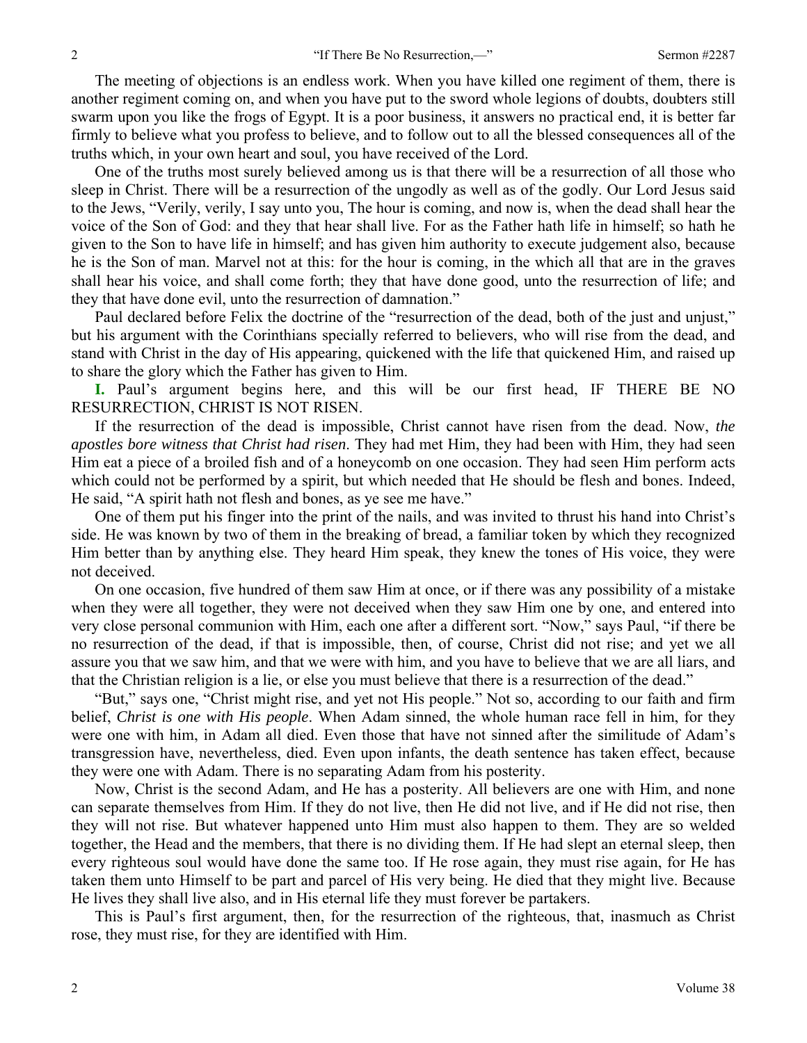The meeting of objections is an endless work. When you have killed one regiment of them, there is another regiment coming on, and when you have put to the sword whole legions of doubts, doubters still swarm upon you like the frogs of Egypt. It is a poor business, it answers no practical end, it is better far firmly to believe what you profess to believe, and to follow out to all the blessed consequences all of the truths which, in your own heart and soul, you have received of the Lord.

One of the truths most surely believed among us is that there will be a resurrection of all those who sleep in Christ. There will be a resurrection of the ungodly as well as of the godly. Our Lord Jesus said to the Jews, "Verily, verily, I say unto you, The hour is coming, and now is, when the dead shall hear the voice of the Son of God: and they that hear shall live. For as the Father hath life in himself; so hath he given to the Son to have life in himself; and has given him authority to execute judgement also, because he is the Son of man. Marvel not at this: for the hour is coming, in the which all that are in the graves shall hear his voice, and shall come forth; they that have done good, unto the resurrection of life; and they that have done evil, unto the resurrection of damnation."

Paul declared before Felix the doctrine of the "resurrection of the dead, both of the just and unjust," but his argument with the Corinthians specially referred to believers, who will rise from the dead, and stand with Christ in the day of His appearing, quickened with the life that quickened Him, and raised up to share the glory which the Father has given to Him.

**I.** Paul's argument begins here, and this will be our first head, IF THERE BE NO RESURRECTION, CHRIST IS NOT RISEN.

If the resurrection of the dead is impossible, Christ cannot have risen from the dead. Now, *the apostles bore witness that Christ had risen*. They had met Him, they had been with Him, they had seen Him eat a piece of a broiled fish and of a honeycomb on one occasion. They had seen Him perform acts which could not be performed by a spirit, but which needed that He should be flesh and bones. Indeed, He said, "A spirit hath not flesh and bones, as ye see me have."

One of them put his finger into the print of the nails, and was invited to thrust his hand into Christ's side. He was known by two of them in the breaking of bread, a familiar token by which they recognized Him better than by anything else. They heard Him speak, they knew the tones of His voice, they were not deceived.

On one occasion, five hundred of them saw Him at once, or if there was any possibility of a mistake when they were all together, they were not deceived when they saw Him one by one, and entered into very close personal communion with Him, each one after a different sort. "Now," says Paul, "if there be no resurrection of the dead, if that is impossible, then, of course, Christ did not rise; and yet we all assure you that we saw him, and that we were with him, and you have to believe that we are all liars, and that the Christian religion is a lie, or else you must believe that there is a resurrection of the dead."

"But," says one, "Christ might rise, and yet not His people." Not so, according to our faith and firm belief, *Christ is one with His people*. When Adam sinned, the whole human race fell in him, for they were one with him, in Adam all died. Even those that have not sinned after the similitude of Adam's transgression have, nevertheless, died. Even upon infants, the death sentence has taken effect, because they were one with Adam. There is no separating Adam from his posterity.

Now, Christ is the second Adam, and He has a posterity. All believers are one with Him, and none can separate themselves from Him. If they do not live, then He did not live, and if He did not rise, then they will not rise. But whatever happened unto Him must also happen to them. They are so welded together, the Head and the members, that there is no dividing them. If He had slept an eternal sleep, then every righteous soul would have done the same too. If He rose again, they must rise again, for He has taken them unto Himself to be part and parcel of His very being. He died that they might live. Because He lives they shall live also, and in His eternal life they must forever be partakers.

This is Paul's first argument, then, for the resurrection of the righteous, that, inasmuch as Christ rose, they must rise, for they are identified with Him.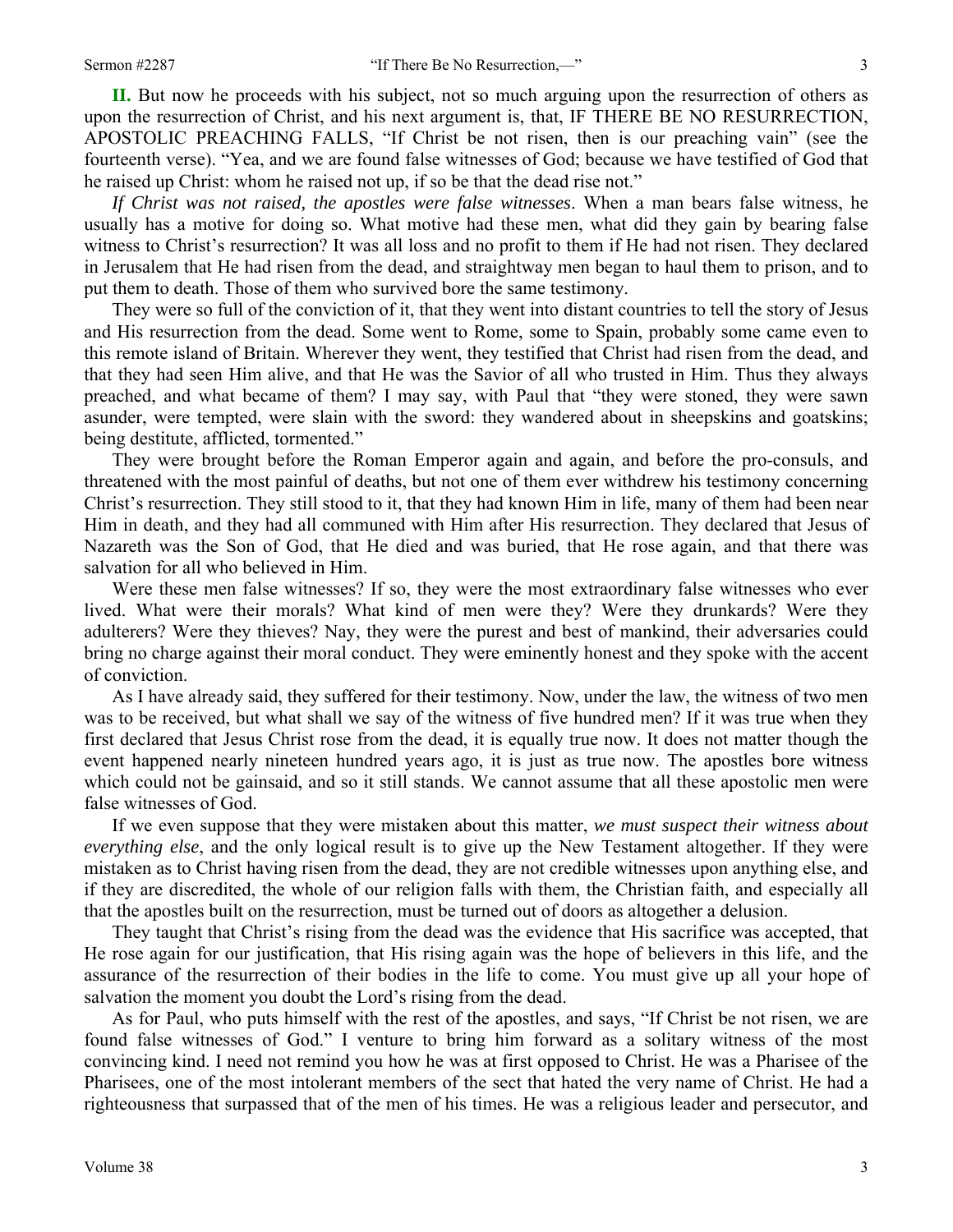**II.** But now he proceeds with his subject, not so much arguing upon the resurrection of others as upon the resurrection of Christ, and his next argument is, that, IF THERE BE NO RESURRECTION, APOSTOLIC PREACHING FALLS, "If Christ be not risen, then is our preaching vain" (see the fourteenth verse). "Yea, and we are found false witnesses of God; because we have testified of God that he raised up Christ: whom he raised not up, if so be that the dead rise not."

*If Christ was not raised, the apostles were false witnesses*. When a man bears false witness, he usually has a motive for doing so. What motive had these men, what did they gain by bearing false witness to Christ's resurrection? It was all loss and no profit to them if He had not risen. They declared in Jerusalem that He had risen from the dead, and straightway men began to haul them to prison, and to put them to death. Those of them who survived bore the same testimony.

They were so full of the conviction of it, that they went into distant countries to tell the story of Jesus and His resurrection from the dead. Some went to Rome, some to Spain, probably some came even to this remote island of Britain. Wherever they went, they testified that Christ had risen from the dead, and that they had seen Him alive, and that He was the Savior of all who trusted in Him. Thus they always preached, and what became of them? I may say, with Paul that "they were stoned, they were sawn asunder, were tempted, were slain with the sword: they wandered about in sheepskins and goatskins; being destitute, afflicted, tormented."

They were brought before the Roman Emperor again and again, and before the pro-consuls, and threatened with the most painful of deaths, but not one of them ever withdrew his testimony concerning Christ's resurrection. They still stood to it, that they had known Him in life, many of them had been near Him in death, and they had all communed with Him after His resurrection. They declared that Jesus of Nazareth was the Son of God, that He died and was buried, that He rose again, and that there was salvation for all who believed in Him.

Were these men false witnesses? If so, they were the most extraordinary false witnesses who ever lived. What were their morals? What kind of men were they? Were they drunkards? Were they adulterers? Were they thieves? Nay, they were the purest and best of mankind, their adversaries could bring no charge against their moral conduct. They were eminently honest and they spoke with the accent of conviction.

As I have already said, they suffered for their testimony. Now, under the law, the witness of two men was to be received, but what shall we say of the witness of five hundred men? If it was true when they first declared that Jesus Christ rose from the dead, it is equally true now. It does not matter though the event happened nearly nineteen hundred years ago, it is just as true now. The apostles bore witness which could not be gainsaid, and so it still stands. We cannot assume that all these apostolic men were false witnesses of God.

If we even suppose that they were mistaken about this matter, *we must suspect their witness about everything else*, and the only logical result is to give up the New Testament altogether. If they were mistaken as to Christ having risen from the dead, they are not credible witnesses upon anything else, and if they are discredited, the whole of our religion falls with them, the Christian faith, and especially all that the apostles built on the resurrection, must be turned out of doors as altogether a delusion.

They taught that Christ's rising from the dead was the evidence that His sacrifice was accepted, that He rose again for our justification, that His rising again was the hope of believers in this life, and the assurance of the resurrection of their bodies in the life to come. You must give up all your hope of salvation the moment you doubt the Lord's rising from the dead.

As for Paul, who puts himself with the rest of the apostles, and says, "If Christ be not risen, we are found false witnesses of God." I venture to bring him forward as a solitary witness of the most convincing kind. I need not remind you how he was at first opposed to Christ. He was a Pharisee of the Pharisees, one of the most intolerant members of the sect that hated the very name of Christ. He had a righteousness that surpassed that of the men of his times. He was a religious leader and persecutor, and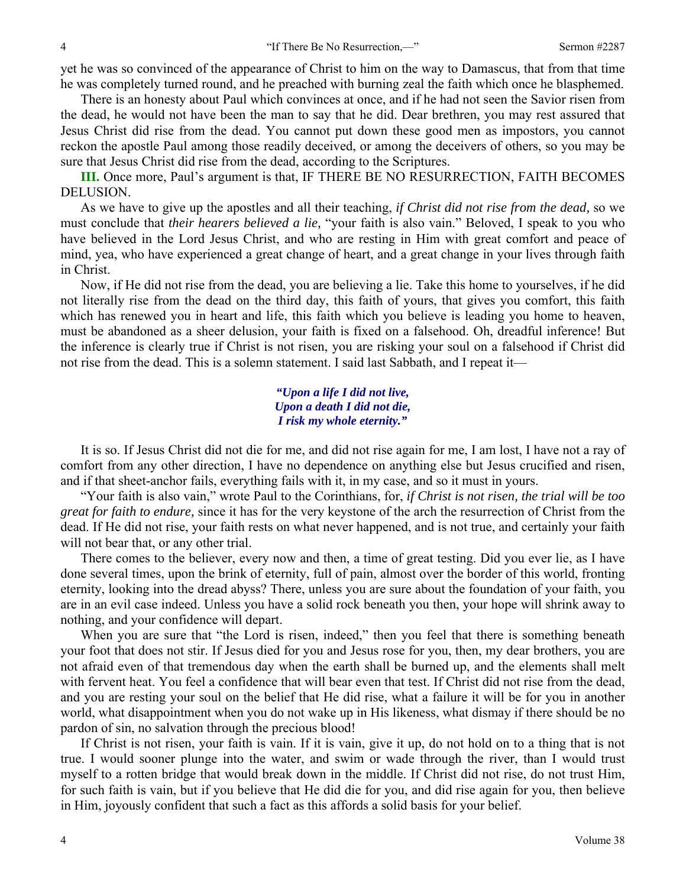yet he was so convinced of the appearance of Christ to him on the way to Damascus, that from that time he was completely turned round, and he preached with burning zeal the faith which once he blasphemed.

There is an honesty about Paul which convinces at once, and if he had not seen the Savior risen from the dead, he would not have been the man to say that he did. Dear brethren, you may rest assured that Jesus Christ did rise from the dead. You cannot put down these good men as impostors, you cannot reckon the apostle Paul among those readily deceived, or among the deceivers of others, so you may be sure that Jesus Christ did rise from the dead, according to the Scriptures.

**III.** Once more, Paul's argument is that, IF THERE BE NO RESURRECTION, FAITH BECOMES DELUSION.

As we have to give up the apostles and all their teaching, *if Christ did not rise from the dead,* so we must conclude that *their hearers believed a lie,* "your faith is also vain." Beloved, I speak to you who have believed in the Lord Jesus Christ, and who are resting in Him with great comfort and peace of mind, yea, who have experienced a great change of heart, and a great change in your lives through faith in Christ.

Now, if He did not rise from the dead, you are believing a lie. Take this home to yourselves, if he did not literally rise from the dead on the third day, this faith of yours, that gives you comfort, this faith which has renewed you in heart and life, this faith which you believe is leading you home to heaven, must be abandoned as a sheer delusion, your faith is fixed on a falsehood. Oh, dreadful inference! But the inference is clearly true if Christ is not risen, you are risking your soul on a falsehood if Christ did not rise from the dead. This is a solemn statement. I said last Sabbath, and I repeat it—

> ***"Upon a life I did not live,***
> ***Upon a death I did not die,***
> ***I risk my whole eternity."***

It is so. If Jesus Christ did not die for me, and did not rise again for me, I am lost, I have not a ray of comfort from any other direction, I have no dependence on anything else but Jesus crucified and risen, and if that sheet-anchor fails, everything fails with it, in my case, and so it must in yours.

"Your faith is also vain," wrote Paul to the Corinthians, for, *if Christ is not risen, the trial will be too great for faith to endure,* since it has for the very keystone of the arch the resurrection of Christ from the dead. If He did not rise, your faith rests on what never happened, and is not true, and certainly your faith will not bear that, or any other trial.

There comes to the believer, every now and then, a time of great testing. Did you ever lie, as I have done several times, upon the brink of eternity, full of pain, almost over the border of this world, fronting eternity, looking into the dread abyss? There, unless you are sure about the foundation of your faith, you are in an evil case indeed. Unless you have a solid rock beneath you then, your hope will shrink away to nothing, and your confidence will depart.

When you are sure that "the Lord is risen, indeed," then you feel that there is something beneath your foot that does not stir. If Jesus died for you and Jesus rose for you, then, my dear brothers, you are not afraid even of that tremendous day when the earth shall be burned up, and the elements shall melt with fervent heat. You feel a confidence that will bear even that test. If Christ did not rise from the dead, and you are resting your soul on the belief that He did rise, what a failure it will be for you in another world, what disappointment when you do not wake up in His likeness, what dismay if there should be no pardon of sin, no salvation through the precious blood!

If Christ is not risen, your faith is vain. If it is vain, give it up, do not hold on to a thing that is not true. I would sooner plunge into the water, and swim or wade through the river, than I would trust myself to a rotten bridge that would break down in the middle. If Christ did not rise, do not trust Him, for such faith is vain, but if you believe that He did die for you, and did rise again for you, then believe in Him, joyously confident that such a fact as this affords a solid basis for your belief.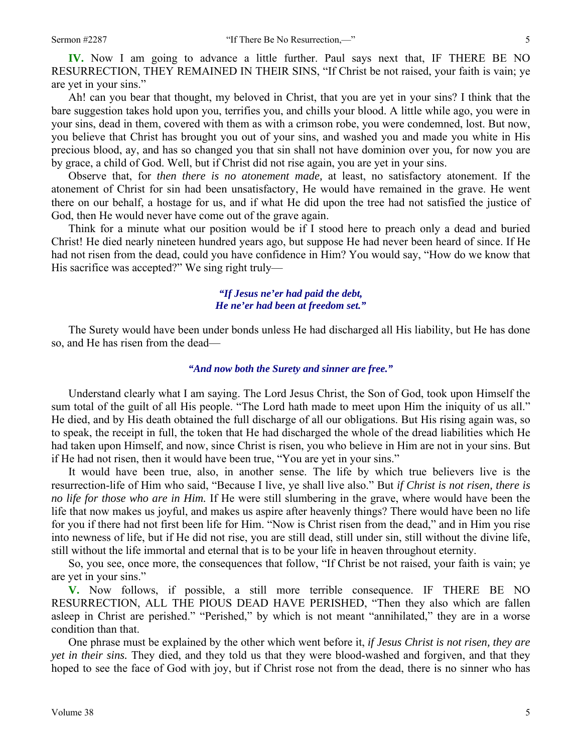**IV.** Now I am going to advance a little further. Paul says next that, IF THERE BE NO RESURRECTION, THEY REMAINED IN THEIR SINS, "If Christ be not raised, your faith is vain; ye are yet in your sins."

Ah! can you bear that thought, my beloved in Christ, that you are yet in your sins? I think that the bare suggestion takes hold upon you, terrifies you, and chills your blood. A little while ago, you were in your sins, dead in them, covered with them as with a crimson robe, you were condemned, lost. But now, you believe that Christ has brought you out of your sins, and washed you and made you white in His precious blood, ay, and has so changed you that sin shall not have dominion over you, for now you are by grace, a child of God. Well, but if Christ did not rise again, you are yet in your sins.

Observe that, for *then there is no atonement made,* at least, no satisfactory atonement. If the atonement of Christ for sin had been unsatisfactory, He would have remained in the grave. He went there on our behalf, a hostage for us, and if what He did upon the tree had not satisfied the justice of God, then He would never have come out of the grave again.

Think for a minute what our position would be if I stood here to preach only a dead and buried Christ! He died nearly nineteen hundred years ago, but suppose He had never been heard of since. If He had not risen from the dead, could you have confidence in Him? You would say, "How do we know that His sacrifice was accepted?" We sing right truly—

> ***"If Jesus ne'er had paid the debt,***
> ***He ne'er had been at freedom set."***

The Surety would have been under bonds unless He had discharged all His liability, but He has done so, and He has risen from the dead—

> ***"And now both the Surety and sinner are free."***

Understand clearly what I am saying. The Lord Jesus Christ, the Son of God, took upon Himself the sum total of the guilt of all His people. "The Lord hath made to meet upon Him the iniquity of us all." He died, and by His death obtained the full discharge of all our obligations. But His rising again was, so to speak, the receipt in full, the token that He had discharged the whole of the dread liabilities which He had taken upon Himself, and now, since Christ is risen, you who believe in Him are not in your sins. But if He had not risen, then it would have been true, "You are yet in your sins."

It would have been true, also, in another sense. The life by which true believers live is the resurrection-life of Him who said, "Because I live, ye shall live also." But *if Christ is not risen, there is no life for those who are in Him.* If He were still slumbering in the grave, where would have been the life that now makes us joyful, and makes us aspire after heavenly things? There would have been no life for you if there had not first been life for Him. "Now is Christ risen from the dead," and in Him you rise into newness of life, but if He did not rise, you are still dead, still under sin, still without the divine life, still without the life immortal and eternal that is to be your life in heaven throughout eternity.

So, you see, once more, the consequences that follow, "If Christ be not raised, your faith is vain; ye are yet in your sins."

**V.** Now follows, if possible, a still more terrible consequence. IF THERE BE NO RESURRECTION, ALL THE PIOUS DEAD HAVE PERISHED, "Then they also which are fallen asleep in Christ are perished." "Perished," by which is not meant "annihilated," they are in a worse condition than that.

One phrase must be explained by the other which went before it, *if Jesus Christ is not risen, they are yet in their sins.* They died, and they told us that they were blood-washed and forgiven, and that they hoped to see the face of God with joy, but if Christ rose not from the dead, there is no sinner who has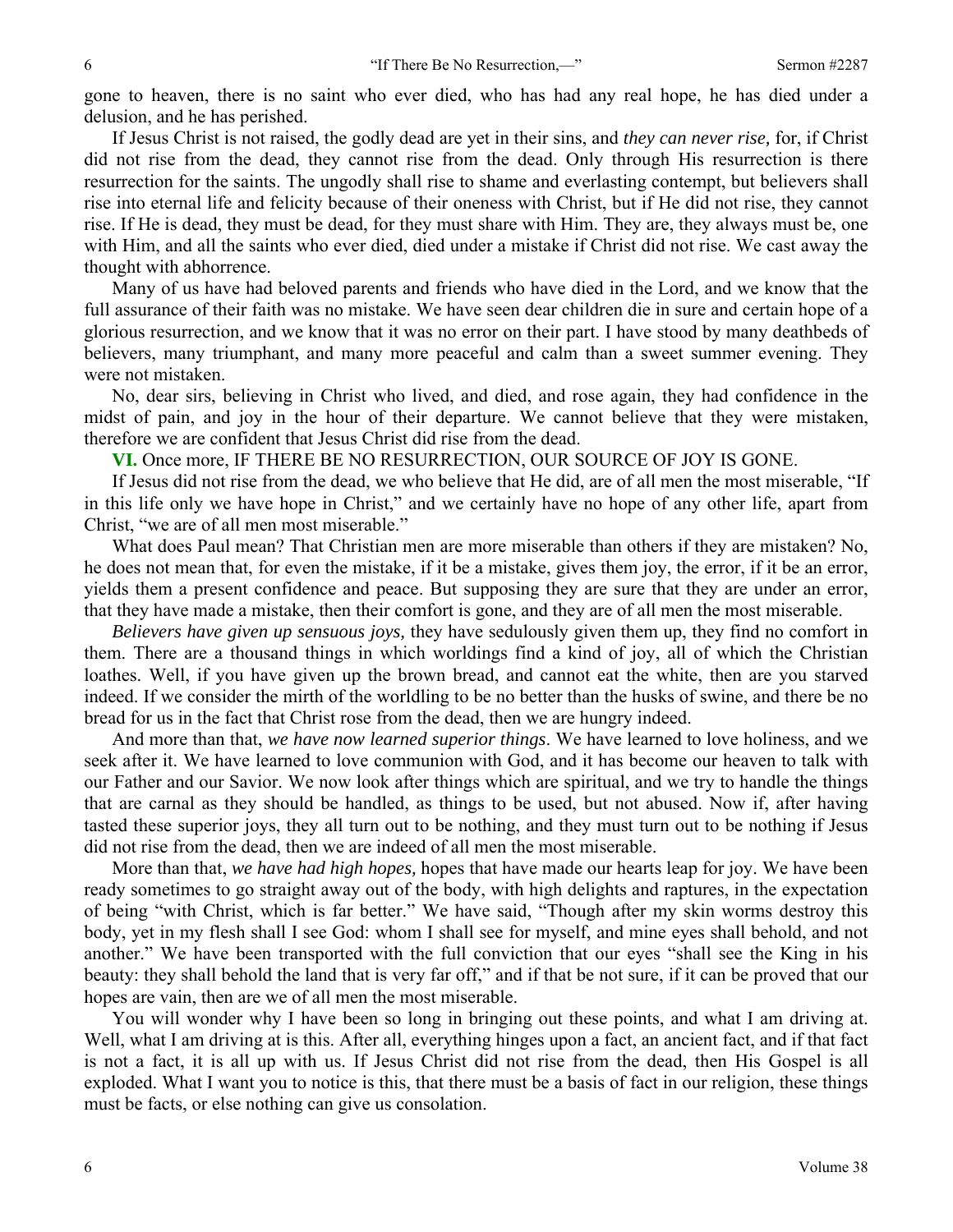gone to heaven, there is no saint who ever died, who has had any real hope, he has died under a delusion, and he has perished.

If Jesus Christ is not raised, the godly dead are yet in their sins, and *they can never rise,* for, if Christ did not rise from the dead, they cannot rise from the dead. Only through His resurrection is there resurrection for the saints. The ungodly shall rise to shame and everlasting contempt, but believers shall rise into eternal life and felicity because of their oneness with Christ, but if He did not rise, they cannot rise. If He is dead, they must be dead, for they must share with Him. They are, they always must be, one with Him, and all the saints who ever died, died under a mistake if Christ did not rise. We cast away the thought with abhorrence.

Many of us have had beloved parents and friends who have died in the Lord, and we know that the full assurance of their faith was no mistake. We have seen dear children die in sure and certain hope of a glorious resurrection, and we know that it was no error on their part. I have stood by many deathbeds of believers, many triumphant, and many more peaceful and calm than a sweet summer evening. They were not mistaken.

No, dear sirs, believing in Christ who lived, and died, and rose again, they had confidence in the midst of pain, and joy in the hour of their departure. We cannot believe that they were mistaken, therefore we are confident that Jesus Christ did rise from the dead.

**VI.** Once more, IF THERE BE NO RESURRECTION, OUR SOURCE OF JOY IS GONE.

If Jesus did not rise from the dead, we who believe that He did, are of all men the most miserable, "If in this life only we have hope in Christ," and we certainly have no hope of any other life, apart from Christ, "we are of all men most miserable."

What does Paul mean? That Christian men are more miserable than others if they are mistaken? No, he does not mean that, for even the mistake, if it be a mistake, gives them joy, the error, if it be an error, yields them a present confidence and peace. But supposing they are sure that they are under an error, that they have made a mistake, then their comfort is gone, and they are of all men the most miserable.

*Believers have given up sensuous joys,* they have sedulously given them up, they find no comfort in them. There are a thousand things in which worldings find a kind of joy, all of which the Christian loathes. Well, if you have given up the brown bread, and cannot eat the white, then are you starved indeed. If we consider the mirth of the worldling to be no better than the husks of swine, and there be no bread for us in the fact that Christ rose from the dead, then we are hungry indeed.

And more than that, *we have now learned superior things*. We have learned to love holiness, and we seek after it. We have learned to love communion with God, and it has become our heaven to talk with our Father and our Savior. We now look after things which are spiritual, and we try to handle the things that are carnal as they should be handled, as things to be used, but not abused. Now if, after having tasted these superior joys, they all turn out to be nothing, and they must turn out to be nothing if Jesus did not rise from the dead, then we are indeed of all men the most miserable.

More than that, *we have had high hopes,* hopes that have made our hearts leap for joy. We have been ready sometimes to go straight away out of the body, with high delights and raptures, in the expectation of being "with Christ, which is far better." We have said, "Though after my skin worms destroy this body, yet in my flesh shall I see God: whom I shall see for myself, and mine eyes shall behold, and not another." We have been transported with the full conviction that our eyes "shall see the King in his beauty: they shall behold the land that is very far off," and if that be not sure, if it can be proved that our hopes are vain, then are we of all men the most miserable.

You will wonder why I have been so long in bringing out these points, and what I am driving at. Well, what I am driving at is this. After all, everything hinges upon a fact, an ancient fact, and if that fact is not a fact, it is all up with us. If Jesus Christ did not rise from the dead, then His Gospel is all exploded. What I want you to notice is this, that there must be a basis of fact in our religion, these things must be facts, or else nothing can give us consolation.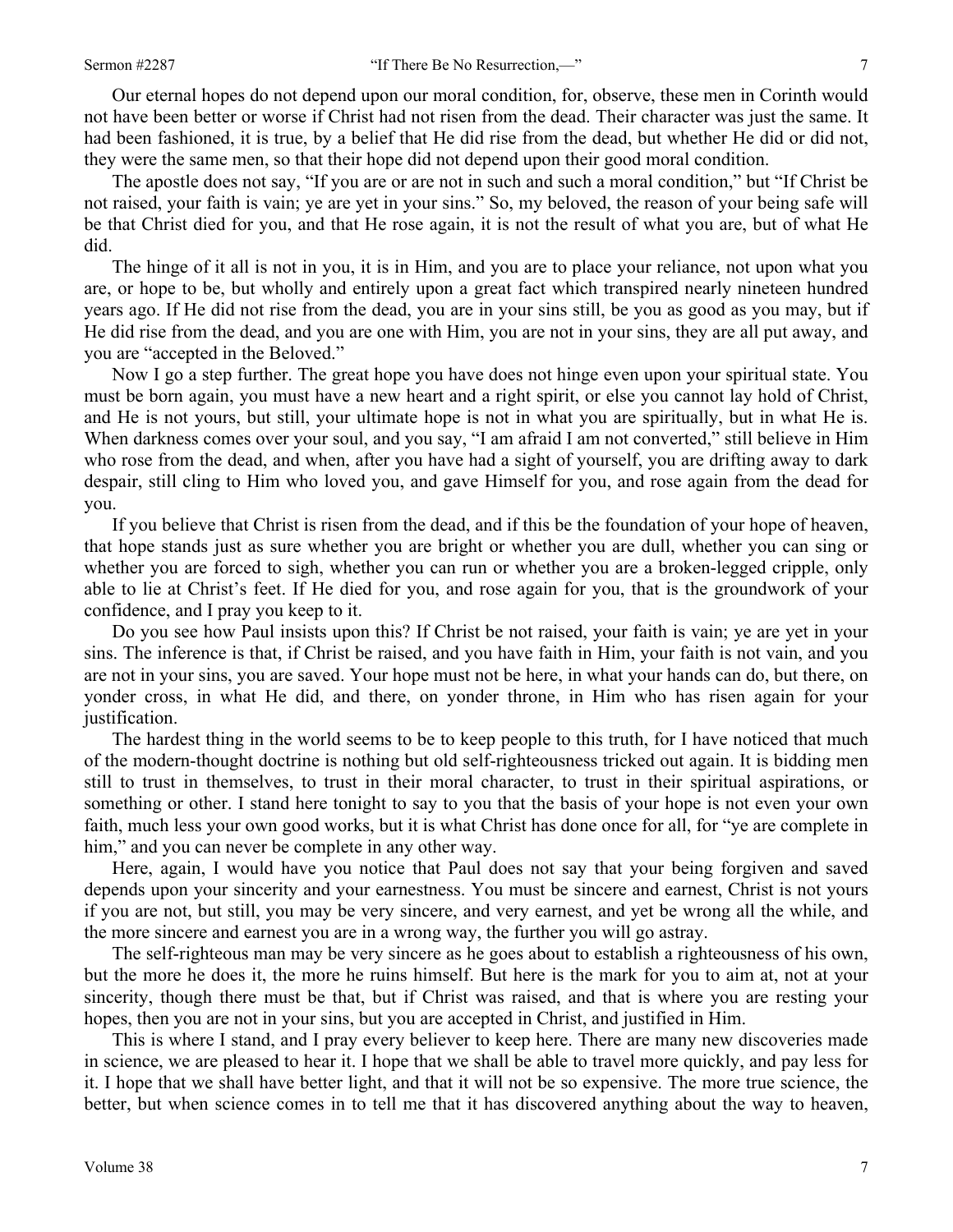Our eternal hopes do not depend upon our moral condition, for, observe, these men in Corinth would not have been better or worse if Christ had not risen from the dead. Their character was just the same. It had been fashioned, it is true, by a belief that He did rise from the dead, but whether He did or did not, they were the same men, so that their hope did not depend upon their good moral condition.

The apostle does not say, "If you are or are not in such and such a moral condition," but "If Christ be not raised, your faith is vain; ye are yet in your sins." So, my beloved, the reason of your being safe will be that Christ died for you, and that He rose again, it is not the result of what you are, but of what He did.

The hinge of it all is not in you, it is in Him, and you are to place your reliance, not upon what you are, or hope to be, but wholly and entirely upon a great fact which transpired nearly nineteen hundred years ago. If He did not rise from the dead, you are in your sins still, be you as good as you may, but if He did rise from the dead, and you are one with Him, you are not in your sins, they are all put away, and you are "accepted in the Beloved."

Now I go a step further. The great hope you have does not hinge even upon your spiritual state. You must be born again, you must have a new heart and a right spirit, or else you cannot lay hold of Christ, and He is not yours, but still, your ultimate hope is not in what you are spiritually, but in what He is. When darkness comes over your soul, and you say, "I am afraid I am not converted," still believe in Him who rose from the dead, and when, after you have had a sight of yourself, you are drifting away to dark despair, still cling to Him who loved you, and gave Himself for you, and rose again from the dead for you.

If you believe that Christ is risen from the dead, and if this be the foundation of your hope of heaven, that hope stands just as sure whether you are bright or whether you are dull, whether you can sing or whether you are forced to sigh, whether you can run or whether you are a broken-legged cripple, only able to lie at Christ's feet. If He died for you, and rose again for you, that is the groundwork of your confidence, and I pray you keep to it.

Do you see how Paul insists upon this? If Christ be not raised, your faith is vain; ye are yet in your sins. The inference is that, if Christ be raised, and you have faith in Him, your faith is not vain, and you are not in your sins, you are saved. Your hope must not be here, in what your hands can do, but there, on yonder cross, in what He did, and there, on yonder throne, in Him who has risen again for your justification.

The hardest thing in the world seems to be to keep people to this truth, for I have noticed that much of the modern-thought doctrine is nothing but old self-righteousness tricked out again. It is bidding men still to trust in themselves, to trust in their moral character, to trust in their spiritual aspirations, or something or other. I stand here tonight to say to you that the basis of your hope is not even your own faith, much less your own good works, but it is what Christ has done once for all, for "ye are complete in him," and you can never be complete in any other way.

Here, again, I would have you notice that Paul does not say that your being forgiven and saved depends upon your sincerity and your earnestness. You must be sincere and earnest, Christ is not yours if you are not, but still, you may be very sincere, and very earnest, and yet be wrong all the while, and the more sincere and earnest you are in a wrong way, the further you will go astray.

The self-righteous man may be very sincere as he goes about to establish a righteousness of his own, but the more he does it, the more he ruins himself. But here is the mark for you to aim at, not at your sincerity, though there must be that, but if Christ was raised, and that is where you are resting your hopes, then you are not in your sins, but you are accepted in Christ, and justified in Him.

This is where I stand, and I pray every believer to keep here. There are many new discoveries made in science, we are pleased to hear it. I hope that we shall be able to travel more quickly, and pay less for it. I hope that we shall have better light, and that it will not be so expensive. The more true science, the better, but when science comes in to tell me that it has discovered anything about the way to heaven,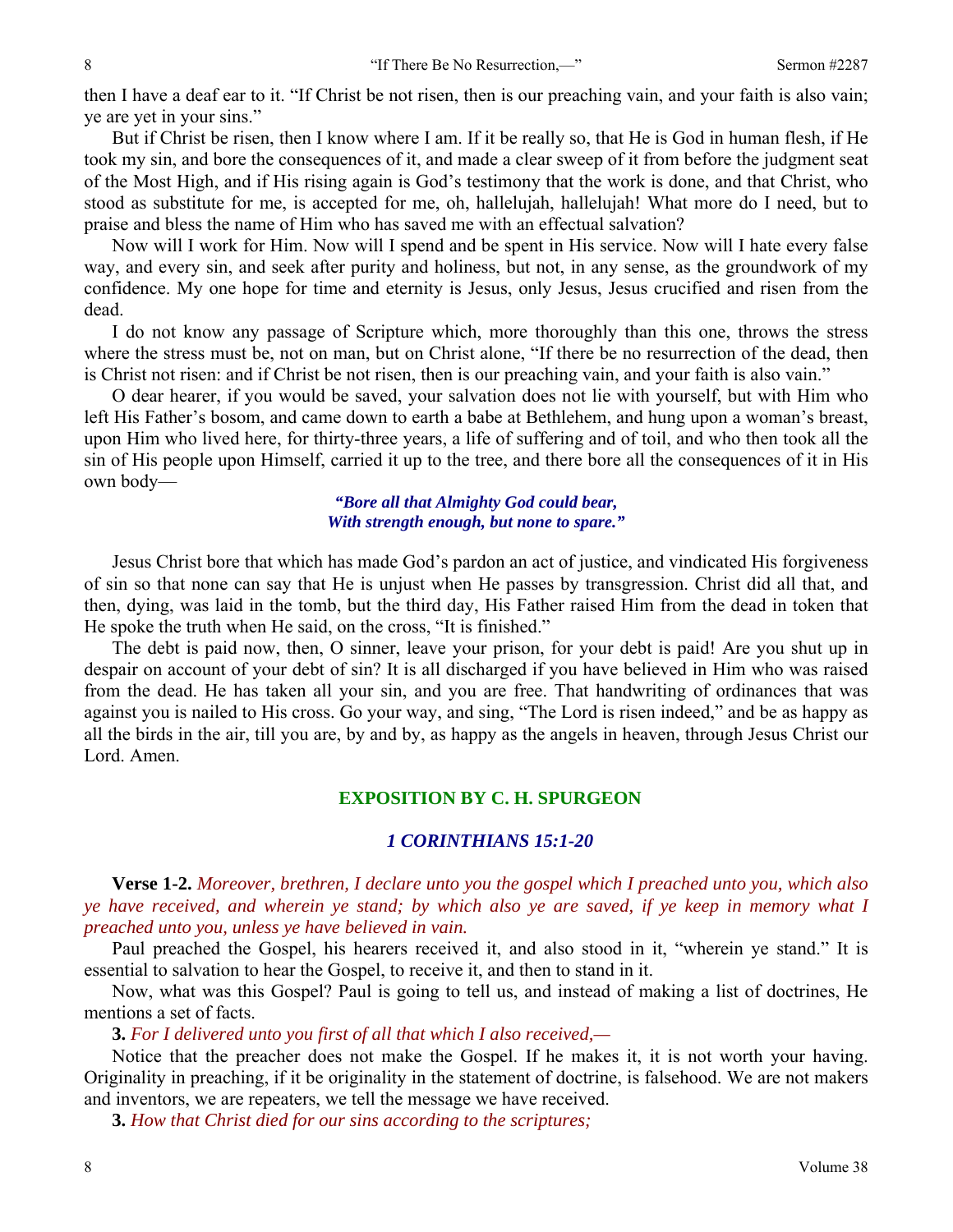then I have a deaf ear to it. "If Christ be not risen, then is our preaching vain, and your faith is also vain; ye are yet in your sins."

But if Christ be risen, then I know where I am. If it be really so, that He is God in human flesh, if He took my sin, and bore the consequences of it, and made a clear sweep of it from before the judgment seat of the Most High, and if His rising again is God's testimony that the work is done, and that Christ, who stood as substitute for me, is accepted for me, oh, hallelujah, hallelujah! What more do I need, but to praise and bless the name of Him who has saved me with an effectual salvation?

Now will I work for Him. Now will I spend and be spent in His service. Now will I hate every false way, and every sin, and seek after purity and holiness, but not, in any sense, as the groundwork of my confidence. My one hope for time and eternity is Jesus, only Jesus, Jesus crucified and risen from the dead.

I do not know any passage of Scripture which, more thoroughly than this one, throws the stress where the stress must be, not on man, but on Christ alone, "If there be no resurrection of the dead, then is Christ not risen: and if Christ be not risen, then is our preaching vain, and your faith is also vain."

O dear hearer, if you would be saved, your salvation does not lie with yourself, but with Him who left His Father's bosom, and came down to earth a babe at Bethlehem, and hung upon a woman's breast, upon Him who lived here, for thirty-three years, a life of suffering and of toil, and who then took all the sin of His people upon Himself, carried it up to the tree, and there bore all the consequences of it in His own body—

> ***"Bore all that Almighty God could bear,***
> ***With strength enough, but none to spare."***

Jesus Christ bore that which has made God's pardon an act of justice, and vindicated His forgiveness of sin so that none can say that He is unjust when He passes by transgression. Christ did all that, and then, dying, was laid in the tomb, but the third day, His Father raised Him from the dead in token that He spoke the truth when He said, on the cross, "It is finished."

The debt is paid now, then, O sinner, leave your prison, for your debt is paid! Are you shut up in despair on account of your debt of sin? It is all discharged if you have believed in Him who was raised from the dead. He has taken all your sin, and you are free. That handwriting of ordinances that was against you is nailed to His cross. Go your way, and sing, "The Lord is risen indeed," and be as happy as all the birds in the air, till you are, by and by, as happy as the angels in heaven, through Jesus Christ our Lord. Amen.

## EXPOSITION BY C. H. SPURGEON

### *1 CORINTHIANS 15:1-20*

**Verse 1-2.** *Moreover, brethren, I declare unto you the gospel which I preached unto you, which also ye have received, and wherein ye stand; by which also ye are saved, if ye keep in memory what I preached unto you, unless ye have believed in vain.*

Paul preached the Gospel, his hearers received it, and also stood in it, "wherein ye stand." It is essential to salvation to hear the Gospel, to receive it, and then to stand in it.

Now, what was this Gospel? Paul is going to tell us, and instead of making a list of doctrines, He mentions a set of facts.

**3.** *For I delivered unto you first of all that which I also received,—*

Notice that the preacher does not make the Gospel. If he makes it, it is not worth your having. Originality in preaching, if it be originality in the statement of doctrine, is falsehood. We are not makers and inventors, we are repeaters, we tell the message we have received.

**3.** *How that Christ died for our sins according to the scriptures;*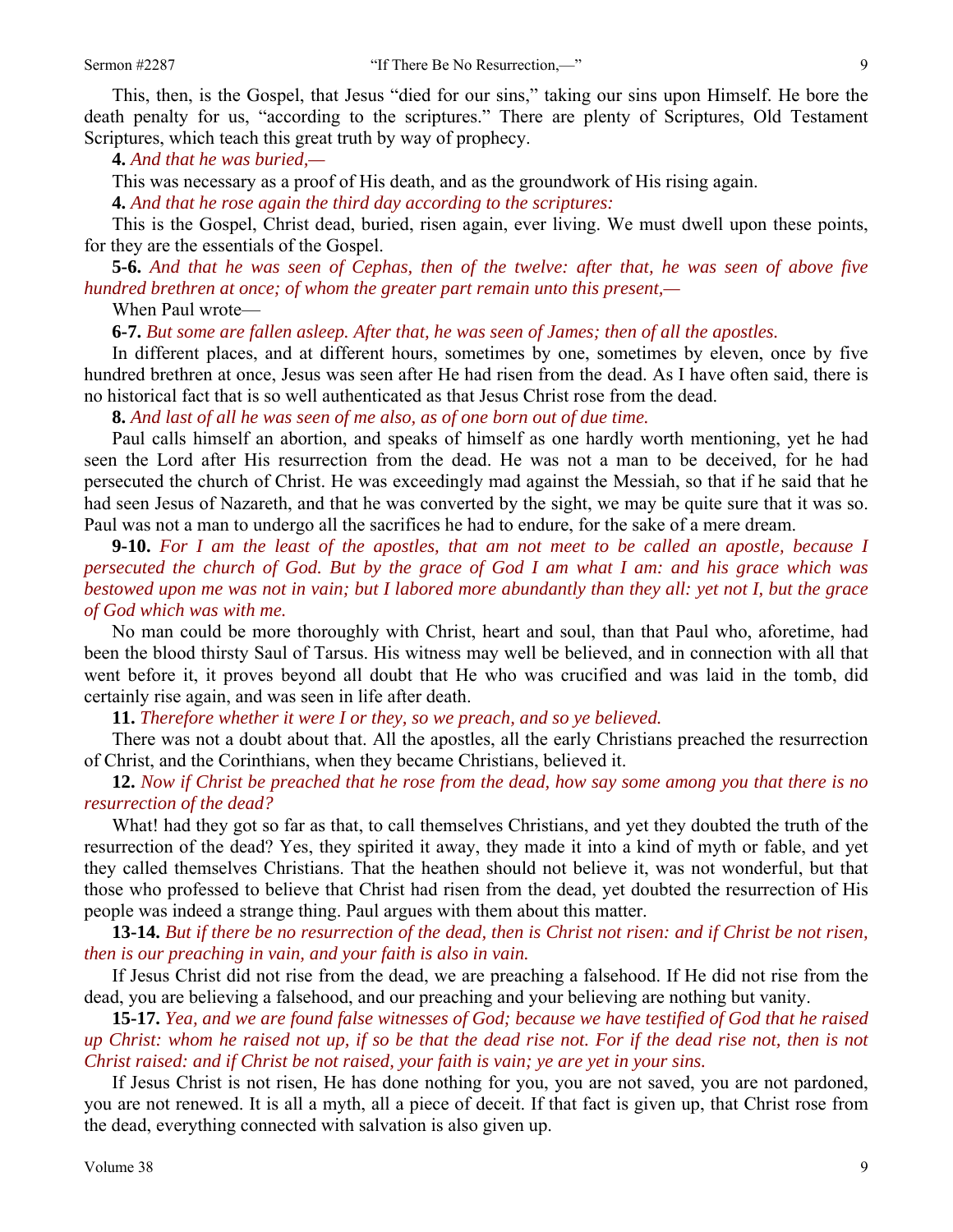This, then, is the Gospel, that Jesus "died for our sins," taking our sins upon Himself. He bore the death penalty for us, "according to the scriptures." There are plenty of Scriptures, Old Testament Scriptures, which teach this great truth by way of prophecy.

**4.** *And that he was buried,—*

This was necessary as a proof of His death, and as the groundwork of His rising again.

**4.** *And that he rose again the third day according to the scriptures:*

This is the Gospel, Christ dead, buried, risen again, ever living. We must dwell upon these points, for they are the essentials of the Gospel.

**5-6.** *And that he was seen of Cephas, then of the twelve: after that, he was seen of above five hundred brethren at once; of whom the greater part remain unto this present,—*

When Paul wrote—

**6-7.** *But some are fallen asleep. After that, he was seen of James; then of all the apostles.*

In different places, and at different hours, sometimes by one, sometimes by eleven, once by five hundred brethren at once, Jesus was seen after He had risen from the dead. As I have often said, there is no historical fact that is so well authenticated as that Jesus Christ rose from the dead.

**8.** *And last of all he was seen of me also, as of one born out of due time.*

Paul calls himself an abortion, and speaks of himself as one hardly worth mentioning, yet he had seen the Lord after His resurrection from the dead. He was not a man to be deceived, for he had persecuted the church of Christ. He was exceedingly mad against the Messiah, so that if he said that he had seen Jesus of Nazareth, and that he was converted by the sight, we may be quite sure that it was so. Paul was not a man to undergo all the sacrifices he had to endure, for the sake of a mere dream.

**9-10.** *For I am the least of the apostles, that am not meet to be called an apostle, because I persecuted the church of God. But by the grace of God I am what I am: and his grace which was bestowed upon me was not in vain; but I labored more abundantly than they all: yet not I, but the grace of God which was with me.*

No man could be more thoroughly with Christ, heart and soul, than that Paul who, aforetime, had been the blood thirsty Saul of Tarsus. His witness may well be believed, and in connection with all that went before it, it proves beyond all doubt that He who was crucified and was laid in the tomb, did certainly rise again, and was seen in life after death.

**11.** *Therefore whether it were I or they, so we preach, and so ye believed.*

There was not a doubt about that. All the apostles, all the early Christians preached the resurrection of Christ, and the Corinthians, when they became Christians, believed it.

**12.** *Now if Christ be preached that he rose from the dead, how say some among you that there is no resurrection of the dead?*

What! had they got so far as that, to call themselves Christians, and yet they doubted the truth of the resurrection of the dead? Yes, they spirited it away, they made it into a kind of myth or fable, and yet they called themselves Christians. That the heathen should not believe it, was not wonderful, but that those who professed to believe that Christ had risen from the dead, yet doubted the resurrection of His people was indeed a strange thing. Paul argues with them about this matter.

**13-14.** *But if there be no resurrection of the dead, then is Christ not risen: and if Christ be not risen, then is our preaching in vain, and your faith is also in vain.*

If Jesus Christ did not rise from the dead, we are preaching a falsehood. If He did not rise from the dead, you are believing a falsehood, and our preaching and your believing are nothing but vanity.

**15-17.** *Yea, and we are found false witnesses of God; because we have testified of God that he raised up Christ: whom he raised not up, if so be that the dead rise not. For if the dead rise not, then is not Christ raised: and if Christ be not raised, your faith is vain; ye are yet in your sins.*

If Jesus Christ is not risen, He has done nothing for you, you are not saved, you are not pardoned, you are not renewed. It is all a myth, all a piece of deceit. If that fact is given up, that Christ rose from the dead, everything connected with salvation is also given up.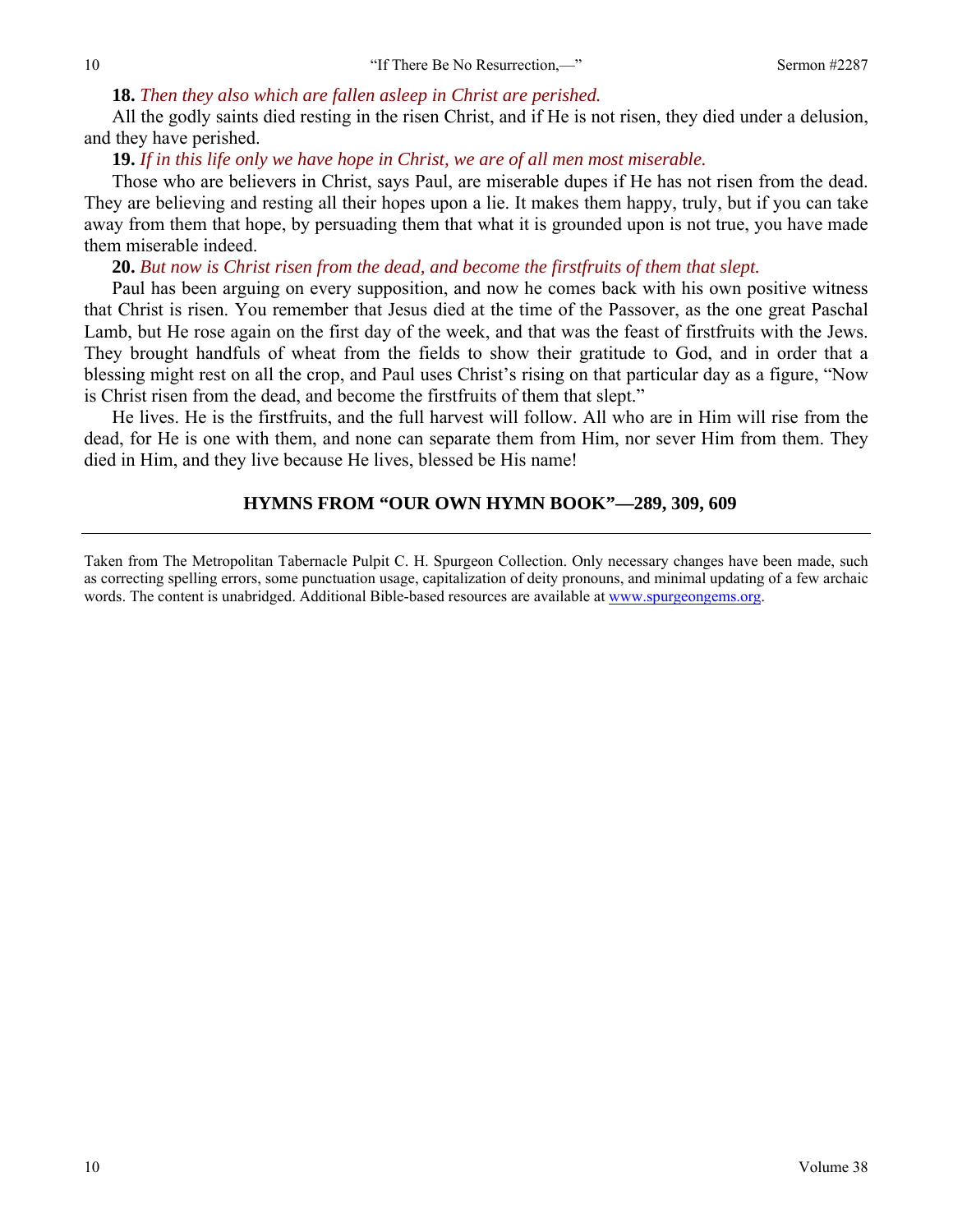**18.** *Then they also which are fallen asleep in Christ are perished.*

All the godly saints died resting in the risen Christ, and if He is not risen, they died under a delusion, and they have perished.

**19.** *If in this life only we have hope in Christ, we are of all men most miserable.*

Those who are believers in Christ, says Paul, are miserable dupes if He has not risen from the dead. They are believing and resting all their hopes upon a lie. It makes them happy, truly, but if you can take away from them that hope, by persuading them that what it is grounded upon is not true, you have made them miserable indeed.

**20.** *But now is Christ risen from the dead, and become the firstfruits of them that slept.*

Paul has been arguing on every supposition, and now he comes back with his own positive witness that Christ is risen. You remember that Jesus died at the time of the Passover, as the one great Paschal Lamb, but He rose again on the first day of the week, and that was the feast of firstfruits with the Jews. They brought handfuls of wheat from the fields to show their gratitude to God, and in order that a blessing might rest on all the crop, and Paul uses Christ's rising on that particular day as a figure, "Now is Christ risen from the dead, and become the firstfruits of them that slept."

He lives. He is the firstfruits, and the full harvest will follow. All who are in Him will rise from the dead, for He is one with them, and none can separate them from Him, nor sever Him from them. They died in Him, and they live because He lives, blessed be His name!

## HYMNS FROM "OUR OWN HYMN BOOK"—289, 309, 609

---

Taken from The Metropolitan Tabernacle Pulpit C. H. Spurgeon Collection. Only necessary changes have been made, such as correcting spelling errors, some punctuation usage, capitalization of deity pronouns, and minimal updating of a few archaic words. The content is unabridged. Additional Bible-based resources are available at www.spurgeongems.org.